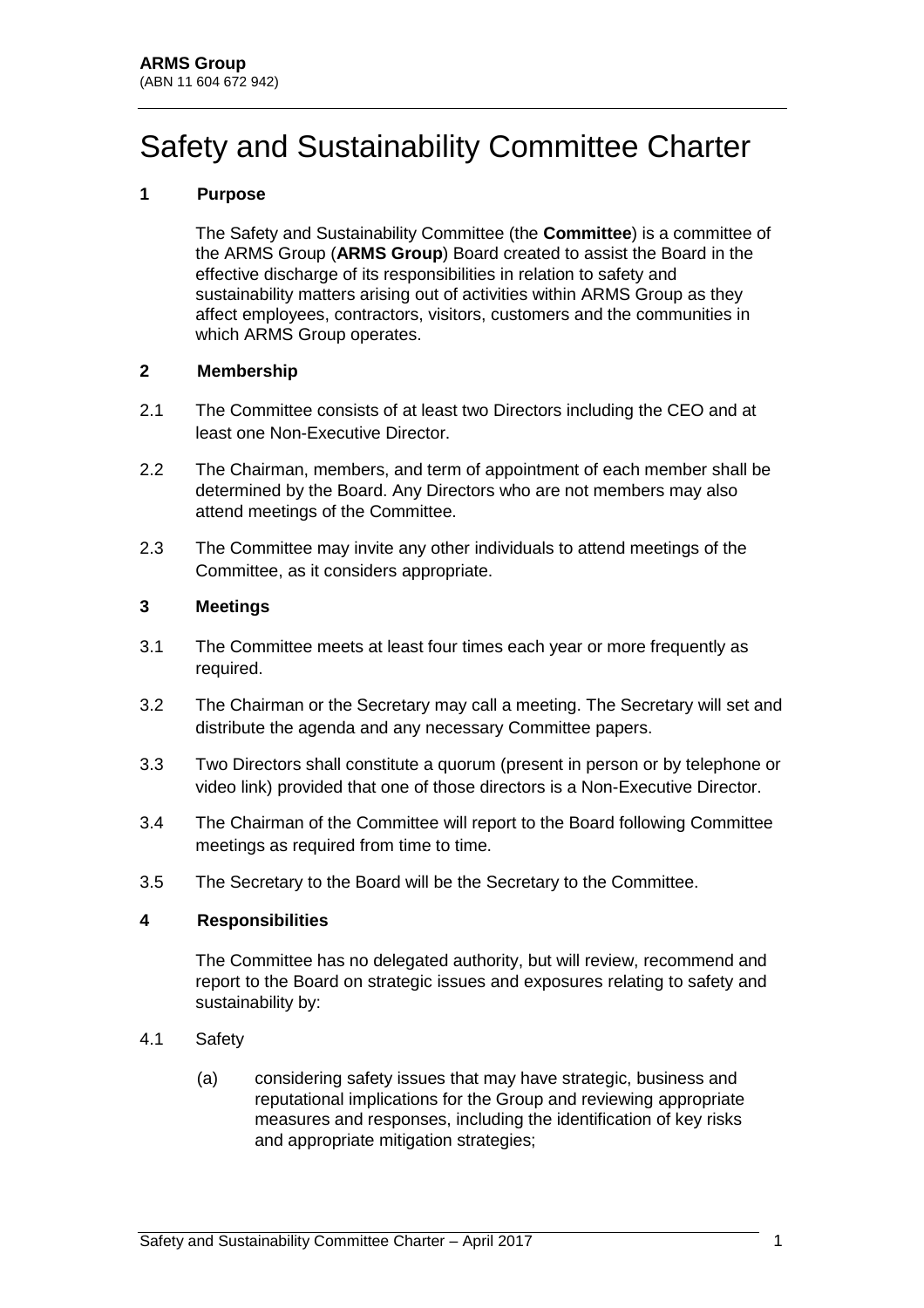**ARMS Group**
(ABN 11 604 672 942)

# Safety and Sustainability Committee Charter

## 1 Purpose

The Safety and Sustainability Committee (the **Committee**) is a committee of the ARMS Group (**ARMS Group**) Board created to assist the Board in the effective discharge of its responsibilities in relation to safety and sustainability matters arising out of activities within ARMS Group as they affect employees, contractors, visitors, customers and the communities in which ARMS Group operates.

## 2 Membership

2.1 The Committee consists of at least two Directors including the CEO and at least one Non-Executive Director.

2.2 The Chairman, members, and term of appointment of each member shall be determined by the Board. Any Directors who are not members may also attend meetings of the Committee.

2.3 The Committee may invite any other individuals to attend meetings of the Committee, as it considers appropriate.

## 3 Meetings

3.1 The Committee meets at least four times each year or more frequently as required.

3.2 The Chairman or the Secretary may call a meeting. The Secretary will set and distribute the agenda and any necessary Committee papers.

3.3 Two Directors shall constitute a quorum (present in person or by telephone or video link) provided that one of those directors is a Non-Executive Director.

3.4 The Chairman of the Committee will report to the Board following Committee meetings as required from time to time.

3.5 The Secretary to the Board will be the Secretary to the Committee.

## 4 Responsibilities

The Committee has no delegated authority, but will review, recommend and report to the Board on strategic issues and exposures relating to safety and sustainability by:

4.1 Safety

(a) considering safety issues that may have strategic, business and reputational implications for the Group and reviewing appropriate measures and responses, including the identification of key risks and appropriate mitigation strategies;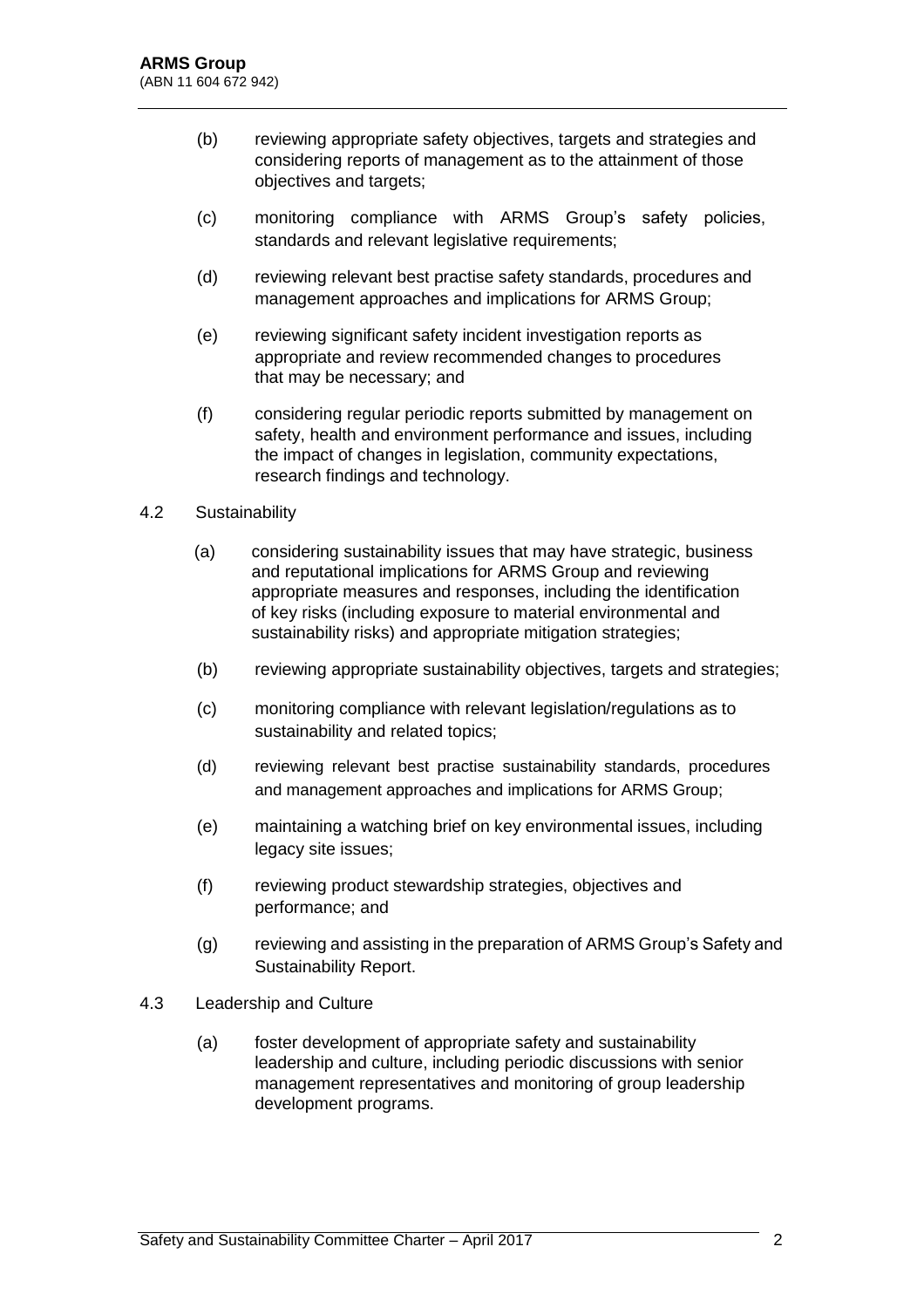(b) reviewing appropriate safety objectives, targets and strategies and considering reports of management as to the attainment of those objectives and targets;

(c) monitoring compliance with ARMS Group's safety policies, standards and relevant legislative requirements;

(d) reviewing relevant best practise safety standards, procedures and management approaches and implications for ARMS Group;

(e) reviewing significant safety incident investigation reports as appropriate and review recommended changes to procedures that may be necessary; and

(f) considering regular periodic reports submitted by management on safety, health and environment performance and issues, including the impact of changes in legislation, community expectations, research findings and technology.

4.2 Sustainability

(a) considering sustainability issues that may have strategic, business and reputational implications for ARMS Group and reviewing appropriate measures and responses, including the identification of key risks (including exposure to material environmental and sustainability risks) and appropriate mitigation strategies;

(b) reviewing appropriate sustainability objectives, targets and strategies;

(c) monitoring compliance with relevant legislation/regulations as to sustainability and related topics;

(d) reviewing relevant best practise sustainability standards, procedures and management approaches and implications for ARMS Group;

(e) maintaining a watching brief on key environmental issues, including legacy site issues;

(f) reviewing product stewardship strategies, objectives and performance; and

(g) reviewing and assisting in the preparation of ARMS Group's Safety and Sustainability Report.

4.3 Leadership and Culture

(a) foster development of appropriate safety and sustainability leadership and culture, including periodic discussions with senior management representatives and monitoring of group leadership development programs.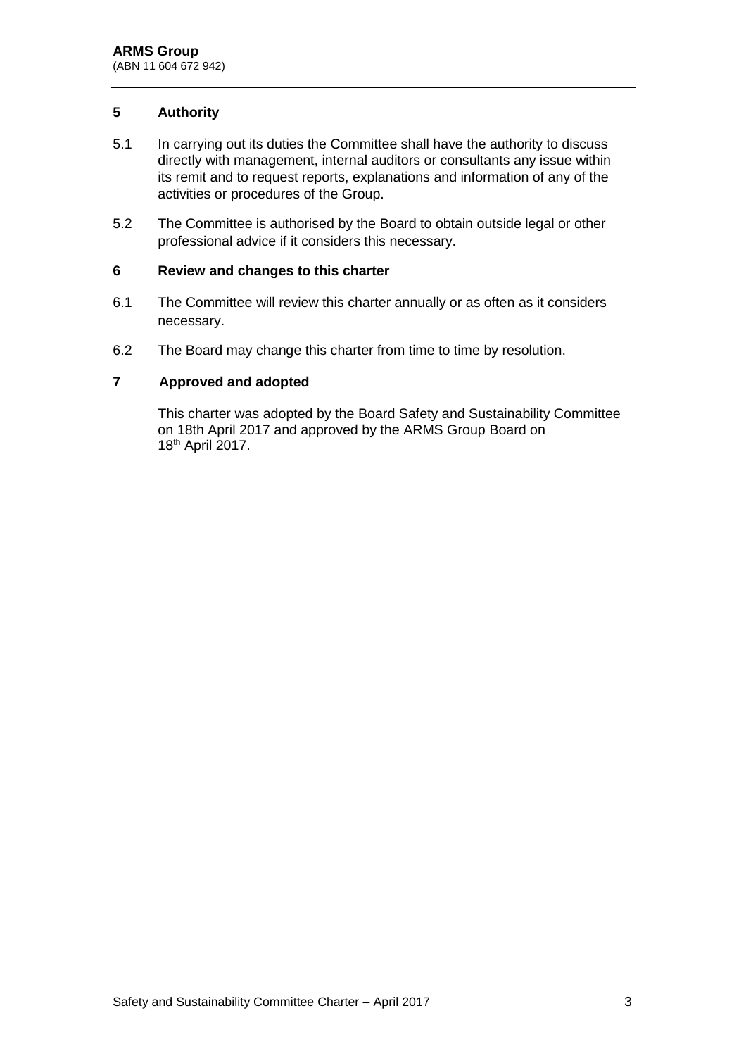## 5 Authority

5.1 In carrying out its duties the Committee shall have the authority to discuss directly with management, internal auditors or consultants any issue within its remit and to request reports, explanations and information of any of the activities or procedures of the Group.

5.2 The Committee is authorised by the Board to obtain outside legal or other professional advice if it considers this necessary.

## 6 Review and changes to this charter

6.1 The Committee will review this charter annually or as often as it considers necessary.

6.2 The Board may change this charter from time to time by resolution.

## 7 Approved and adopted

This charter was adopted by the Board Safety and Sustainability Committee on 18th April 2017 and approved by the ARMS Group Board on 18th April 2017.